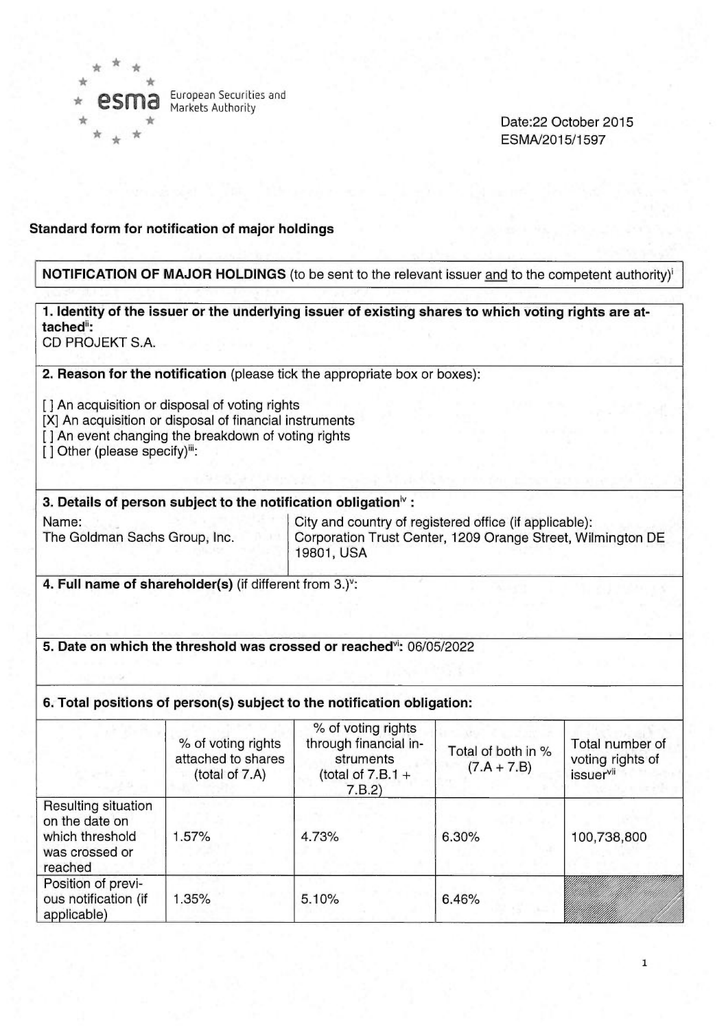European Securities and Markets Authority

Date:22 October 2015
ESMA/2015/1597

**Standard form for notification of major holdings**

**NOTIFICATION OF MAJOR HOLDINGS** (to be sent to the relevant issuer and to the competent authority)[i]

**1. Identity of the issuer or the underlying issuer of existing shares to which voting rights are attached**[ii]**:**
CD PROJEKT S.A.

**2. Reason for the notification** (please tick the appropriate box or boxes):

[ ] An acquisition or disposal of voting rights
[X] An acquisition or disposal of financial instruments
[ ] An event changing the breakdown of voting rights
[ ] Other (please specify)[iii]:

**3. Details of person subject to the notification obligation**[iv] **:**

| Name: | City and country of registered office (if applicable): |
|---|---|
| The Goldman Sachs Group, Inc. | Corporation Trust Center, 1209 Orange Street, Wilmington DE 19801, USA |

**4. Full name of shareholder(s)** (if different from 3.)[v]:

**5. Date on which the threshold was crossed or reached**[vi]**:** 06/05/2022

**6. Total positions of person(s) subject to the notification obligation:**

| | % of voting rights attached to shares (total of 7.A) | % of voting rights through financial instruments (total of 7.B.1 + 7.B.2) | Total of both in % (7.A + 7.B) | Total number of voting rights of issuer[vii] |
|---|---|---|---|---|
| Resulting situation on the date on which threshold was crossed or reached | 1.57% | 4.73% | 6.30% | 100,738,800 |
| Position of previous notification (if applicable) | 1.35% | 5.10% | 6.46% | |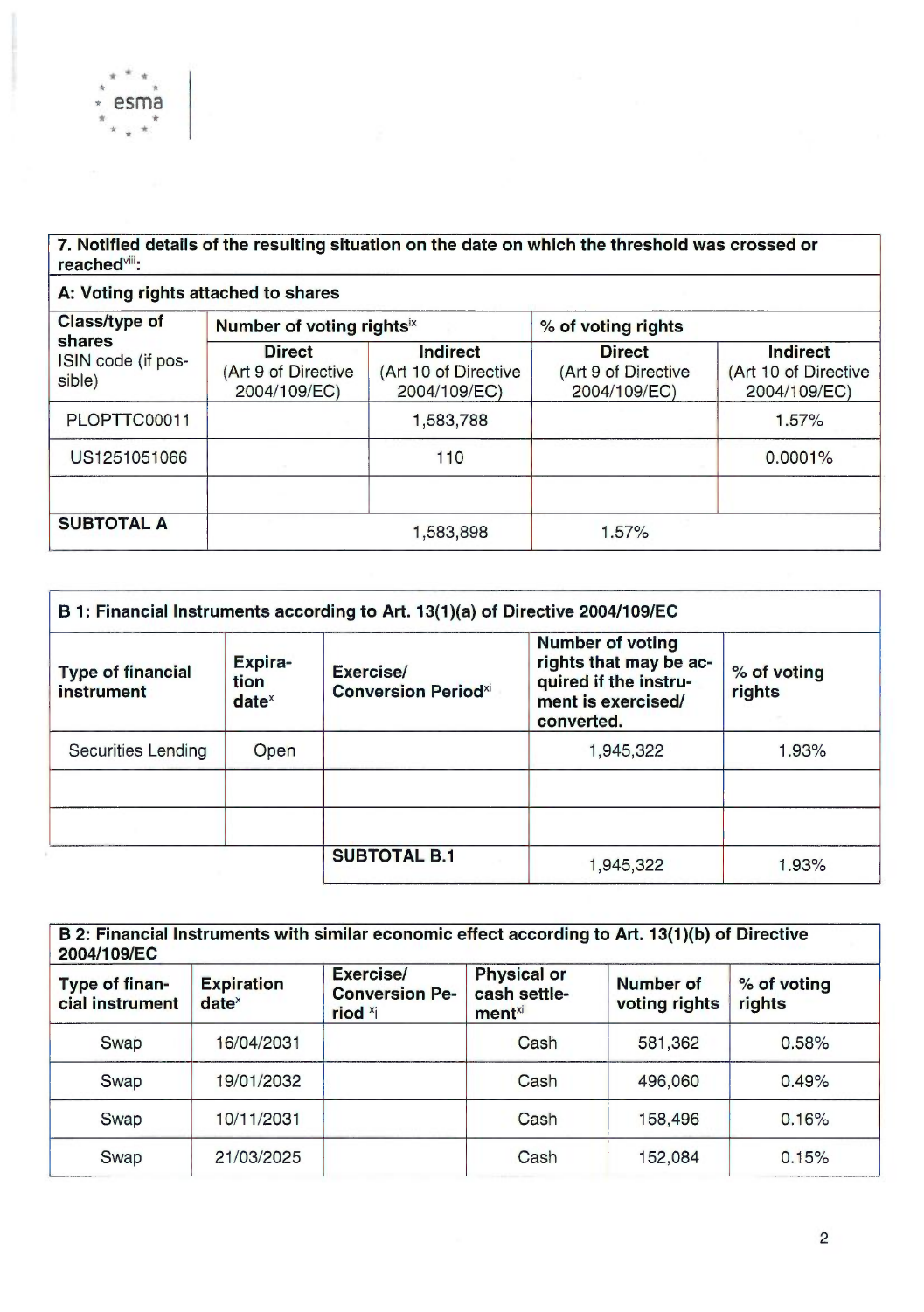| 7. Notified details of the resulting situation on the date on which the threshold was crossed or reached[viii]: | | | | |
|---|---|---|---|---|
| **A: Voting rights attached to shares** | | | | |
| **Class/type of shares** ISIN code (if possible) | **Number of voting rights**[ix] | | **% of voting rights** | |
| | **Direct** (Art 9 of Directive 2004/109/EC) | **Indirect** (Art 10 of Directive 2004/109/EC) | **Direct** (Art 9 of Directive 2004/109/EC) | **Indirect** (Art 10 of Directive 2004/109/EC) |
| PLOPTTC00011 | | 1,583,788 | | 1.57% |
| US1251051066 | | 110 | | 0.0001% |
| | | | | |
| **SUBTOTAL A** | 1,583,898 | | 1.57% | |

| B 1: Financial Instruments according to Art. 13(1)(a) of Directive 2004/109/EC | | | | |
|---|---|---|---|---|
| **Type of financial instrument** | **Expiration date**[x] | **Exercise/ Conversion Period**[xi] | **Number of voting rights that may be acquired if the instrument is exercised/ converted.** | **% of voting rights** |
| Securities Lending | Open | | 1,945,322 | 1.93% |
| | | | | |
| | | | | |
| | | **SUBTOTAL B.1** | 1,945,322 | 1.93% |

| B 2: Financial Instruments with similar economic effect according to Art. 13(1)(b) of Directive 2004/109/EC | | | | | |
|---|---|---|---|---|---|
| **Type of financial instrument** | **Expiration date**[x] | **Exercise/ Conversion Period** [xi] | **Physical or cash settlement**[xii] | **Number of voting rights** | **% of voting rights** |
| Swap | 16/04/2031 | | Cash | 581,362 | 0.58% |
| Swap | 19/01/2032 | | Cash | 496,060 | 0.49% |
| Swap | 10/11/2031 | | Cash | 158,496 | 0.16% |
| Swap | 21/03/2025 | | Cash | 152,084 | 0.15% |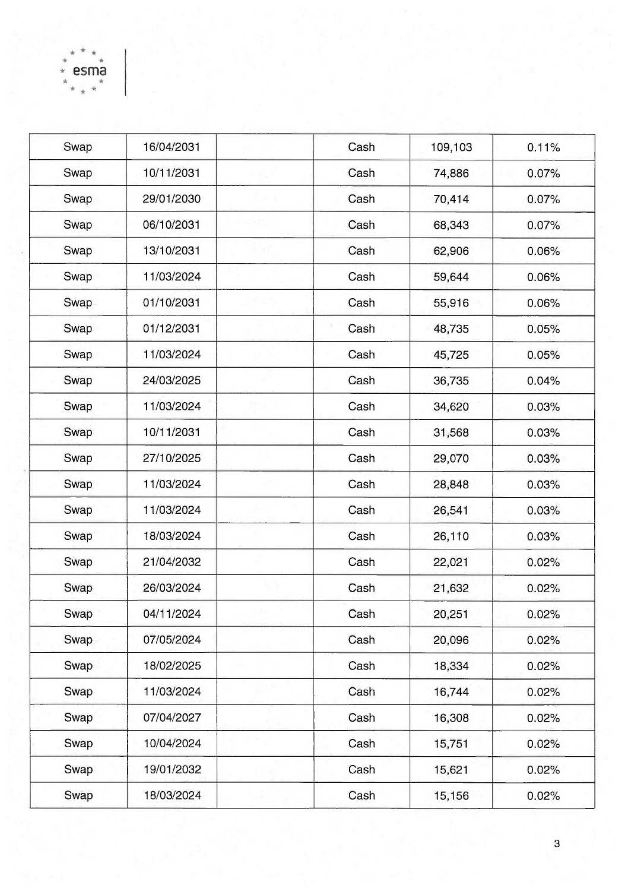| | | | | | |
|---|---|---|---|---|---|
| Swap | 16/04/2031 | | Cash | 109,103 | 0.11% |
| Swap | 10/11/2031 | | Cash | 74,886 | 0.07% |
| Swap | 29/01/2030 | | Cash | 70,414 | 0.07% |
| Swap | 06/10/2031 | | Cash | 68,343 | 0.07% |
| Swap | 13/10/2031 | | Cash | 62,906 | 0.06% |
| Swap | 11/03/2024 | | Cash | 59,644 | 0.06% |
| Swap | 01/10/2031 | | Cash | 55,916 | 0.06% |
| Swap | 01/12/2031 | | Cash | 48,735 | 0.05% |
| Swap | 11/03/2024 | | Cash | 45,725 | 0.05% |
| Swap | 24/03/2025 | | Cash | 36,735 | 0.04% |
| Swap | 11/03/2024 | | Cash | 34,620 | 0.03% |
| Swap | 10/11/2031 | | Cash | 31,568 | 0.03% |
| Swap | 27/10/2025 | | Cash | 29,070 | 0.03% |
| Swap | 11/03/2024 | | Cash | 28,848 | 0.03% |
| Swap | 11/03/2024 | | Cash | 26,541 | 0.03% |
| Swap | 18/03/2024 | | Cash | 26,110 | 0.03% |
| Swap | 21/04/2032 | | Cash | 22,021 | 0.02% |
| Swap | 26/03/2024 | | Cash | 21,632 | 0.02% |
| Swap | 04/11/2024 | | Cash | 20,251 | 0.02% |
| Swap | 07/05/2024 | | Cash | 20,096 | 0.02% |
| Swap | 18/02/2025 | | Cash | 18,334 | 0.02% |
| Swap | 11/03/2024 | | Cash | 16,744 | 0.02% |
| Swap | 07/04/2027 | | Cash | 16,308 | 0.02% |
| Swap | 10/04/2024 | | Cash | 15,751 | 0.02% |
| Swap | 19/01/2032 | | Cash | 15,621 | 0.02% |
| Swap | 18/03/2024 | | Cash | 15,156 | 0.02% |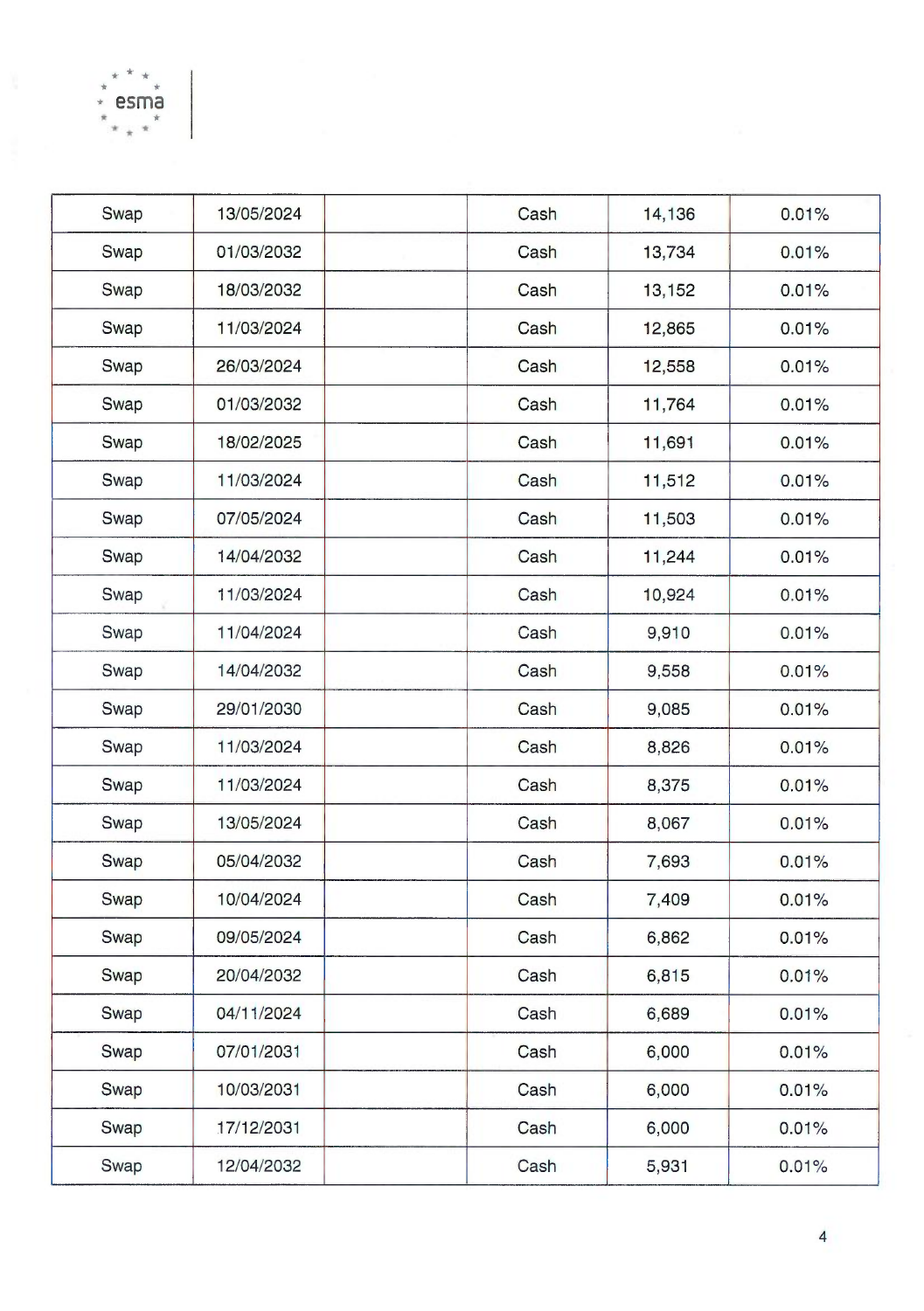| | | | | | |
|---|---|---|---|---|---|
| Swap | 13/05/2024 | | Cash | 14,136 | 0.01% |
| Swap | 01/03/2032 | | Cash | 13,734 | 0.01% |
| Swap | 18/03/2032 | | Cash | 13,152 | 0.01% |
| Swap | 11/03/2024 | | Cash | 12,865 | 0.01% |
| Swap | 26/03/2024 | | Cash | 12,558 | 0.01% |
| Swap | 01/03/2032 | | Cash | 11,764 | 0.01% |
| Swap | 18/02/2025 | | Cash | 11,691 | 0.01% |
| Swap | 11/03/2024 | | Cash | 11,512 | 0.01% |
| Swap | 07/05/2024 | | Cash | 11,503 | 0.01% |
| Swap | 14/04/2032 | | Cash | 11,244 | 0.01% |
| Swap | 11/03/2024 | | Cash | 10,924 | 0.01% |
| Swap | 11/04/2024 | | Cash | 9,910 | 0.01% |
| Swap | 14/04/2032 | | Cash | 9,558 | 0.01% |
| Swap | 29/01/2030 | | Cash | 9,085 | 0.01% |
| Swap | 11/03/2024 | | Cash | 8,826 | 0.01% |
| Swap | 11/03/2024 | | Cash | 8,375 | 0.01% |
| Swap | 13/05/2024 | | Cash | 8,067 | 0.01% |
| Swap | 05/04/2032 | | Cash | 7,693 | 0.01% |
| Swap | 10/04/2024 | | Cash | 7,409 | 0.01% |
| Swap | 09/05/2024 | | Cash | 6,862 | 0.01% |
| Swap | 20/04/2032 | | Cash | 6,815 | 0.01% |
| Swap | 04/11/2024 | | Cash | 6,689 | 0.01% |
| Swap | 07/01/2031 | | Cash | 6,000 | 0.01% |
| Swap | 10/03/2031 | | Cash | 6,000 | 0.01% |
| Swap | 17/12/2031 | | Cash | 6,000 | 0.01% |
| Swap | 12/04/2032 | | Cash | 5,931 | 0.01% |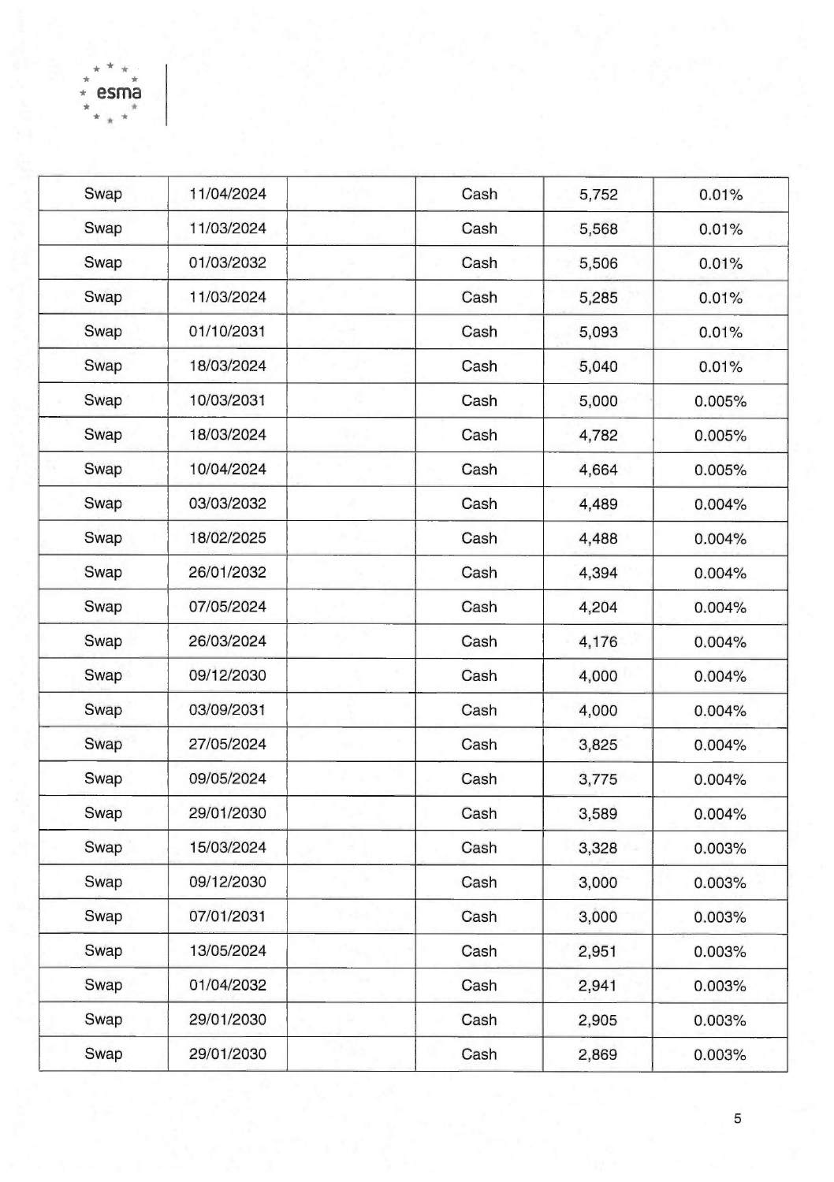| | | | | | |
|---|---|---|---|---|---|
| Swap | 11/04/2024 | | Cash | 5,752 | 0.01% |
| Swap | 11/03/2024 | | Cash | 5,568 | 0.01% |
| Swap | 01/03/2032 | | Cash | 5,506 | 0.01% |
| Swap | 11/03/2024 | | Cash | 5,285 | 0.01% |
| Swap | 01/10/2031 | | Cash | 5,093 | 0.01% |
| Swap | 18/03/2024 | | Cash | 5,040 | 0.01% |
| Swap | 10/03/2031 | | Cash | 5,000 | 0.005% |
| Swap | 18/03/2024 | | Cash | 4,782 | 0.005% |
| Swap | 10/04/2024 | | Cash | 4,664 | 0.005% |
| Swap | 03/03/2032 | | Cash | 4,489 | 0.004% |
| Swap | 18/02/2025 | | Cash | 4,488 | 0.004% |
| Swap | 26/01/2032 | | Cash | 4,394 | 0.004% |
| Swap | 07/05/2024 | | Cash | 4,204 | 0.004% |
| Swap | 26/03/2024 | | Cash | 4,176 | 0.004% |
| Swap | 09/12/2030 | | Cash | 4,000 | 0.004% |
| Swap | 03/09/2031 | | Cash | 4,000 | 0.004% |
| Swap | 27/05/2024 | | Cash | 3,825 | 0.004% |
| Swap | 09/05/2024 | | Cash | 3,775 | 0.004% |
| Swap | 29/01/2030 | | Cash | 3,589 | 0.004% |
| Swap | 15/03/2024 | | Cash | 3,328 | 0.003% |
| Swap | 09/12/2030 | | Cash | 3,000 | 0.003% |
| Swap | 07/01/2031 | | Cash | 3,000 | 0.003% |
| Swap | 13/05/2024 | | Cash | 2,951 | 0.003% |
| Swap | 01/04/2032 | | Cash | 2,941 | 0.003% |
| Swap | 29/01/2030 | | Cash | 2,905 | 0.003% |
| Swap | 29/01/2030 | | Cash | 2,869 | 0.003% |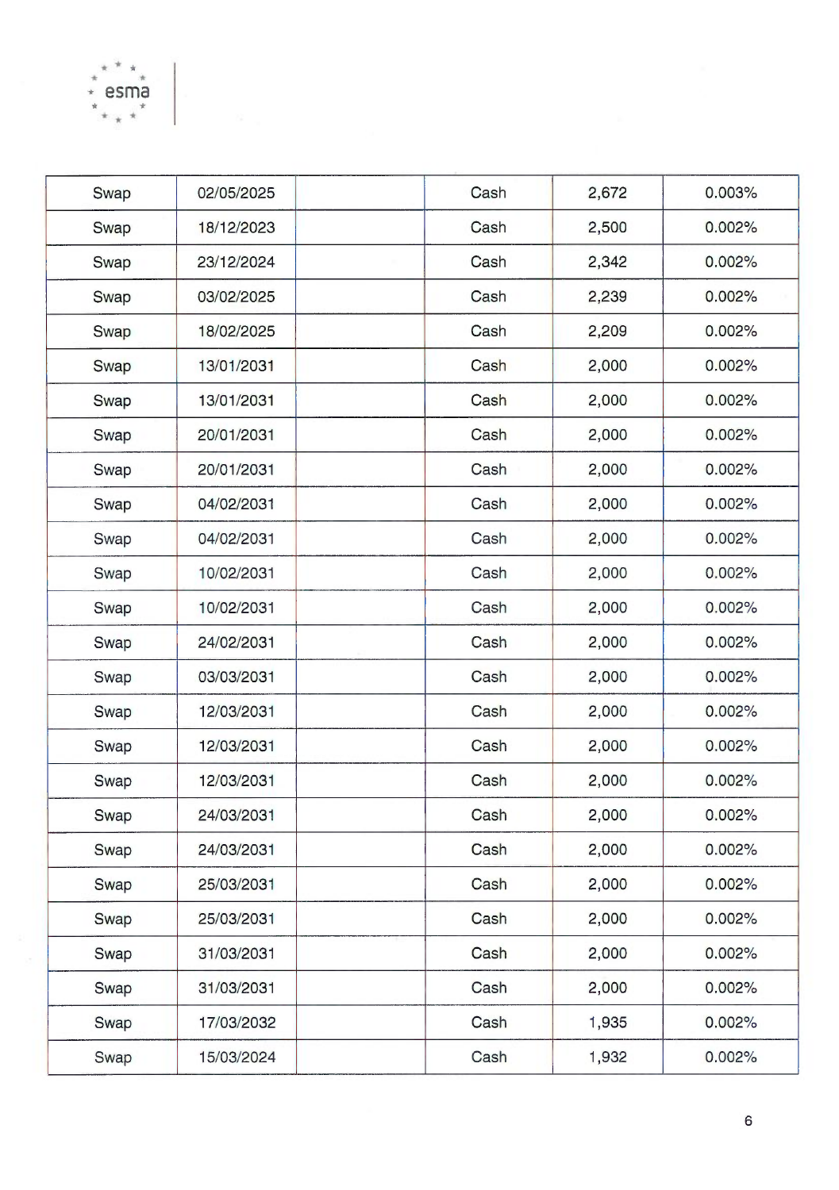| | | | | | |
|---|---|---|---|---|---|
| Swap | 02/05/2025 | | Cash | 2,672 | 0.003% |
| Swap | 18/12/2023 | | Cash | 2,500 | 0.002% |
| Swap | 23/12/2024 | | Cash | 2,342 | 0.002% |
| Swap | 03/02/2025 | | Cash | 2,239 | 0.002% |
| Swap | 18/02/2025 | | Cash | 2,209 | 0.002% |
| Swap | 13/01/2031 | | Cash | 2,000 | 0.002% |
| Swap | 13/01/2031 | | Cash | 2,000 | 0.002% |
| Swap | 20/01/2031 | | Cash | 2,000 | 0.002% |
| Swap | 20/01/2031 | | Cash | 2,000 | 0.002% |
| Swap | 04/02/2031 | | Cash | 2,000 | 0.002% |
| Swap | 04/02/2031 | | Cash | 2,000 | 0.002% |
| Swap | 10/02/2031 | | Cash | 2,000 | 0.002% |
| Swap | 10/02/2031 | | Cash | 2,000 | 0.002% |
| Swap | 24/02/2031 | | Cash | 2,000 | 0.002% |
| Swap | 03/03/2031 | | Cash | 2,000 | 0.002% |
| Swap | 12/03/2031 | | Cash | 2,000 | 0.002% |
| Swap | 12/03/2031 | | Cash | 2,000 | 0.002% |
| Swap | 12/03/2031 | | Cash | 2,000 | 0.002% |
| Swap | 24/03/2031 | | Cash | 2,000 | 0.002% |
| Swap | 24/03/2031 | | Cash | 2,000 | 0.002% |
| Swap | 25/03/2031 | | Cash | 2,000 | 0.002% |
| Swap | 25/03/2031 | | Cash | 2,000 | 0.002% |
| Swap | 31/03/2031 | | Cash | 2,000 | 0.002% |
| Swap | 31/03/2031 | | Cash | 2,000 | 0.002% |
| Swap | 17/03/2032 | | Cash | 1,935 | 0.002% |
| Swap | 15/03/2024 | | Cash | 1,932 | 0.002% |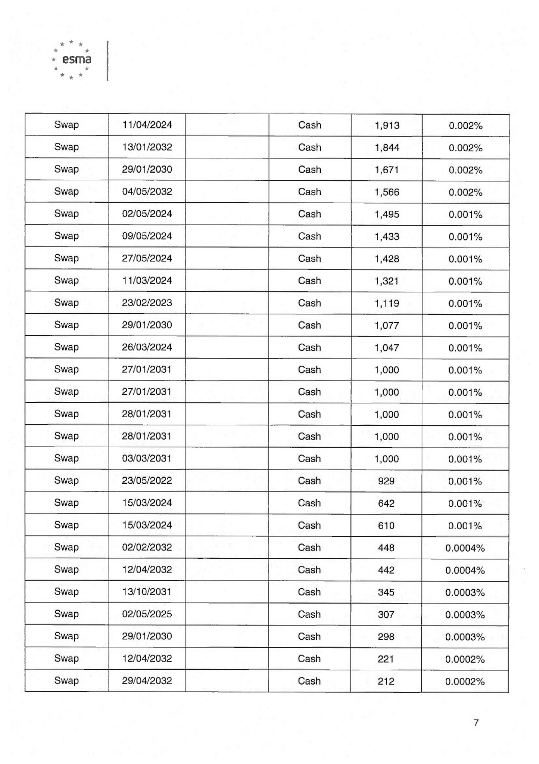| | | | | | |
|---|---|---|---|---|---|
| Swap | 11/04/2024 | | Cash | 1,913 | 0.002% |
| Swap | 13/01/2032 | | Cash | 1,844 | 0.002% |
| Swap | 29/01/2030 | | Cash | 1,671 | 0.002% |
| Swap | 04/05/2032 | | Cash | 1,566 | 0.002% |
| Swap | 02/05/2024 | | Cash | 1,495 | 0.001% |
| Swap | 09/05/2024 | | Cash | 1,433 | 0.001% |
| Swap | 27/05/2024 | | Cash | 1,428 | 0.001% |
| Swap | 11/03/2024 | | Cash | 1,321 | 0.001% |
| Swap | 23/02/2023 | | Cash | 1,119 | 0.001% |
| Swap | 29/01/2030 | | Cash | 1,077 | 0.001% |
| Swap | 26/03/2024 | | Cash | 1,047 | 0.001% |
| Swap | 27/01/2031 | | Cash | 1,000 | 0.001% |
| Swap | 27/01/2031 | | Cash | 1,000 | 0.001% |
| Swap | 28/01/2031 | | Cash | 1,000 | 0.001% |
| Swap | 28/01/2031 | | Cash | 1,000 | 0.001% |
| Swap | 03/03/2031 | | Cash | 1,000 | 0.001% |
| Swap | 23/05/2022 | | Cash | 929 | 0.001% |
| Swap | 15/03/2024 | | Cash | 642 | 0.001% |
| Swap | 15/03/2024 | | Cash | 610 | 0.001% |
| Swap | 02/02/2032 | | Cash | 448 | 0.0004% |
| Swap | 12/04/2032 | | Cash | 442 | 0.0004% |
| Swap | 13/10/2031 | | Cash | 345 | 0.0003% |
| Swap | 02/05/2025 | | Cash | 307 | 0.0003% |
| Swap | 29/01/2030 | | Cash | 298 | 0.0003% |
| Swap | 12/04/2032 | | Cash | 221 | 0.0002% |
| Swap | 29/04/2032 | | Cash | 212 | 0.0002% |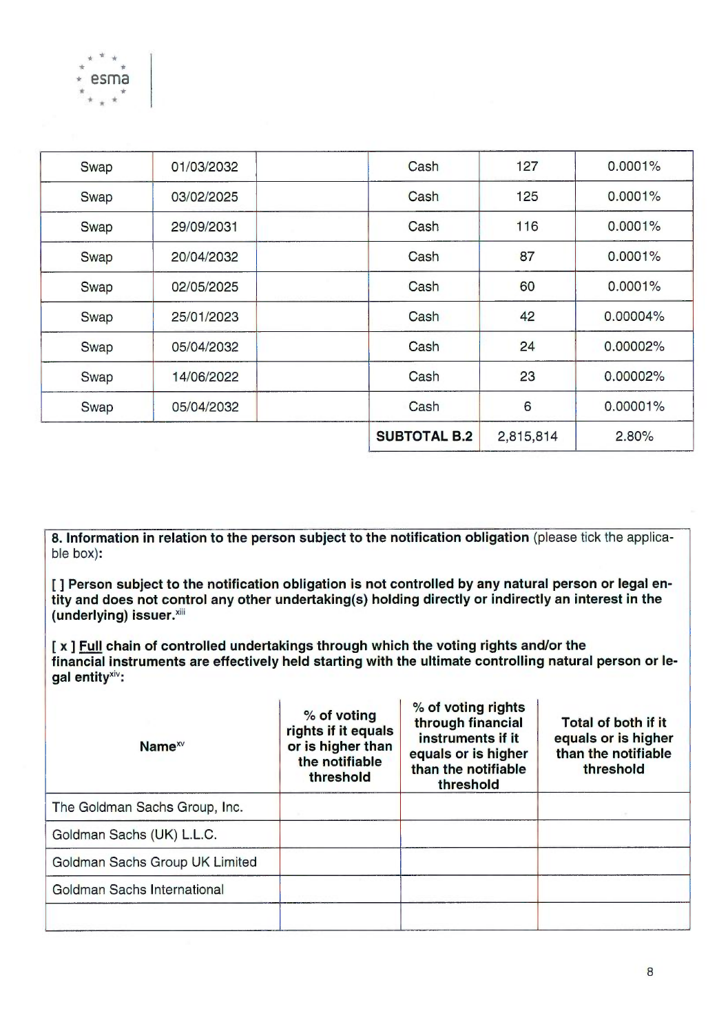| Swap | 01/03/2032 | | Cash | 127 | 0.0001% |
|---|---|---|---|---|---|
| Swap | 03/02/2025 | | Cash | 125 | 0.0001% |
| Swap | 29/09/2031 | | Cash | 116 | 0.0001% |
| Swap | 20/04/2032 | | Cash | 87 | 0.0001% |
| Swap | 02/05/2025 | | Cash | 60 | 0.0001% |
| Swap | 25/01/2023 | | Cash | 42 | 0.00004% |
| Swap | 05/04/2032 | | Cash | 24 | 0.00002% |
| Swap | 14/06/2022 | | Cash | 23 | 0.00002% |
| Swap | 05/04/2032 | | Cash | 6 | 0.00001% |
| | | | **SUBTOTAL B.2** | 2,815,814 | 2.80% |

**8. Information in relation to the person subject to the notification obligation** (please tick the applicable box):

**[ ] Person subject to the notification obligation is not controlled by any natural person or legal entity and does not control any other undertaking(s) holding directly or indirectly an interest in the (underlying) issuer.**[xiii]

**[ x ] Full chain of controlled undertakings through which the voting rights and/or the financial instruments are effectively held starting with the ultimate controlling natural person or legal entity**[xiv]**:**

| Name[xv] | % of voting rights if it equals or is higher than the notifiable threshold | % of voting rights through financial instruments if it equals or is higher than the notifiable threshold | Total of both if it equals or is higher than the notifiable threshold |
|---|---|---|---|
| The Goldman Sachs Group, Inc. | | | |
| Goldman Sachs (UK) L.L.C. | | | |
| Goldman Sachs Group UK Limited | | | |
| Goldman Sachs International | | | |
| | | | |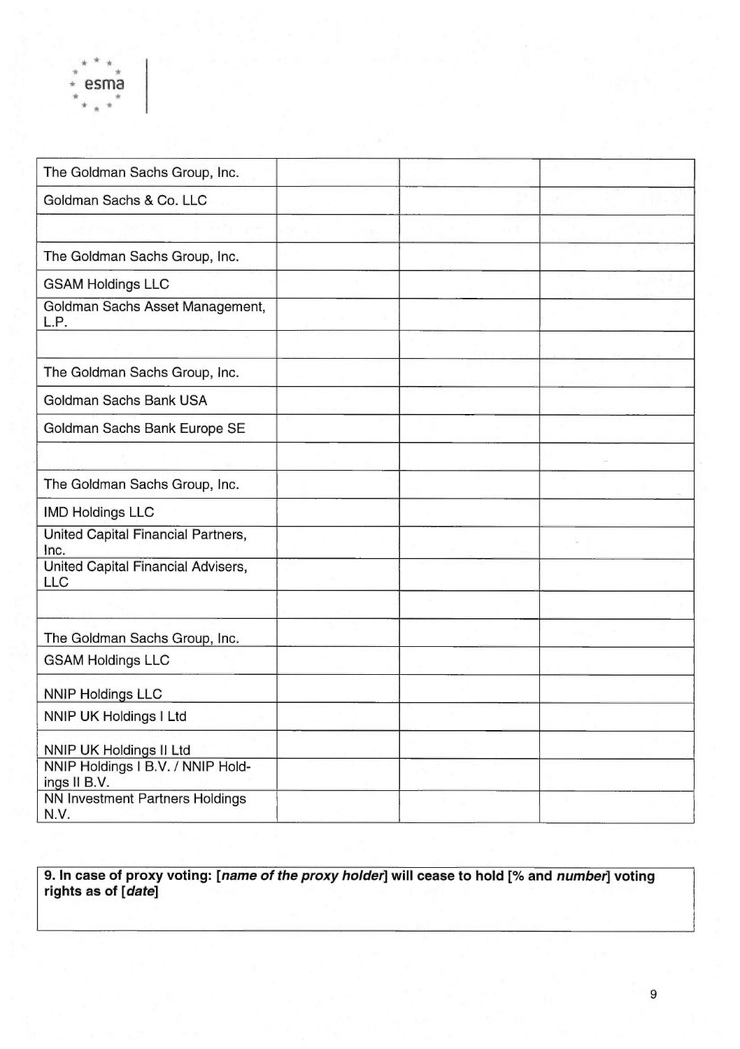| | | | |
|---|---|---|---|
| The Goldman Sachs Group, Inc. | | | |
| Goldman Sachs & Co. LLC | | | |
| | | | |
| The Goldman Sachs Group, Inc. | | | |
| GSAM Holdings LLC | | | |
| Goldman Sachs Asset Management, L.P. | | | |
| | | | |
| The Goldman Sachs Group, Inc. | | | |
| Goldman Sachs Bank USA | | | |
| Goldman Sachs Bank Europe SE | | | |
| | | | |
| The Goldman Sachs Group, Inc. | | | |
| IMD Holdings LLC | | | |
| United Capital Financial Partners, Inc. | | | |
| United Capital Financial Advisers, LLC | | | |
| | | | |
| The Goldman Sachs Group, Inc. | | | |
| GSAM Holdings LLC | | | |
| NNIP Holdings LLC | | | |
| NNIP UK Holdings I Ltd | | | |
| NNIP UK Holdings II Ltd | | | |
| NNIP Holdings I B.V. / NNIP Holdings II B.V. | | | |
| NN Investment Partners Holdings N.V. | | | |

| **9. In case of proxy voting: [*name of the proxy holder*] will cease to hold [% and *number*] voting rights as of [*date*]** |
|---|
| |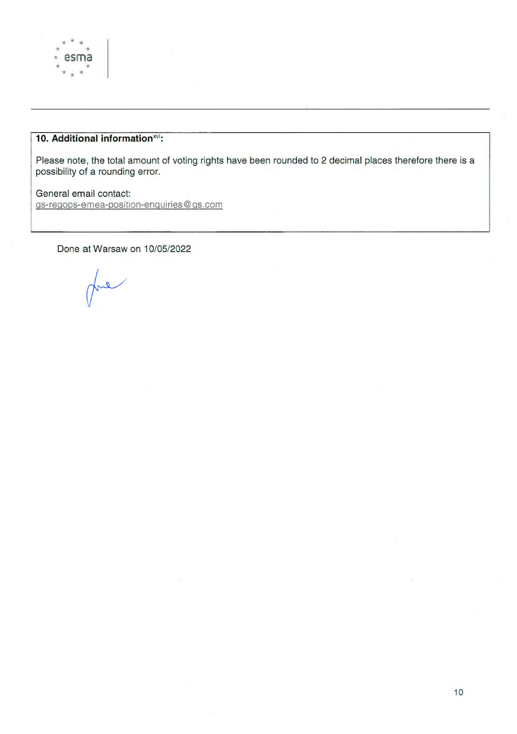**10. Additional information[xvi]:**

Please note, the total amount of voting rights have been rounded to 2 decimal places therefore there is a possibility of a rounding error.

General email contact:
gs-regops-emea-position-enquiries@gs.com

Done at Warsaw on 10/05/2022